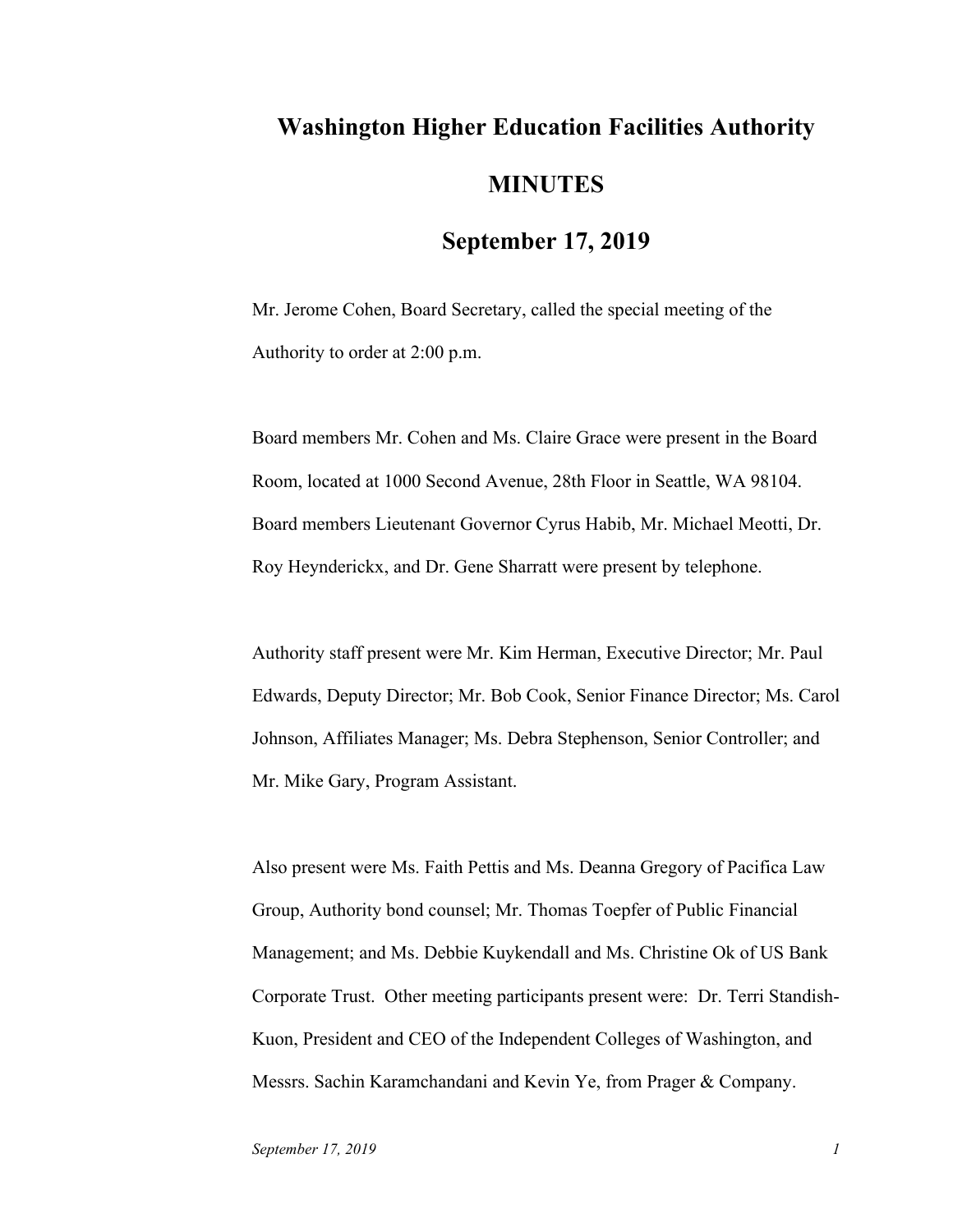# Washington Higher Education Facilities Authority

## MINUTES

## September 17, 2019

Mr. Jerome Cohen, Board Secretary, called the special meeting of the Authority to order at 2:00 p.m.

Board members Mr. Cohen and Ms. Claire Grace were present in the Board Room, located at 1000 Second Avenue, 28th Floor in Seattle, WA 98104. Board members Lieutenant Governor Cyrus Habib, Mr. Michael Meotti, Dr. Roy Heynderickx, and Dr. Gene Sharratt were present by telephone.

Authority staff present were Mr. Kim Herman, Executive Director; Mr. Paul Edwards, Deputy Director; Mr. Bob Cook, Senior Finance Director; Ms. Carol Johnson, Affiliates Manager; Ms. Debra Stephenson, Senior Controller; and Mr. Mike Gary, Program Assistant.

Also present were Ms. Faith Pettis and Ms. Deanna Gregory of Pacifica Law Group, Authority bond counsel; Mr. Thomas Toepfer of Public Financial Management; and Ms. Debbie Kuykendall and Ms. Christine Ok of US Bank Corporate Trust. Other meeting participants present were: Dr. Terri Standish-Kuon, President and CEO of the Independent Colleges of Washington, and Messrs. Sachin Karamchandani and Kevin Ye, from Prager & Company.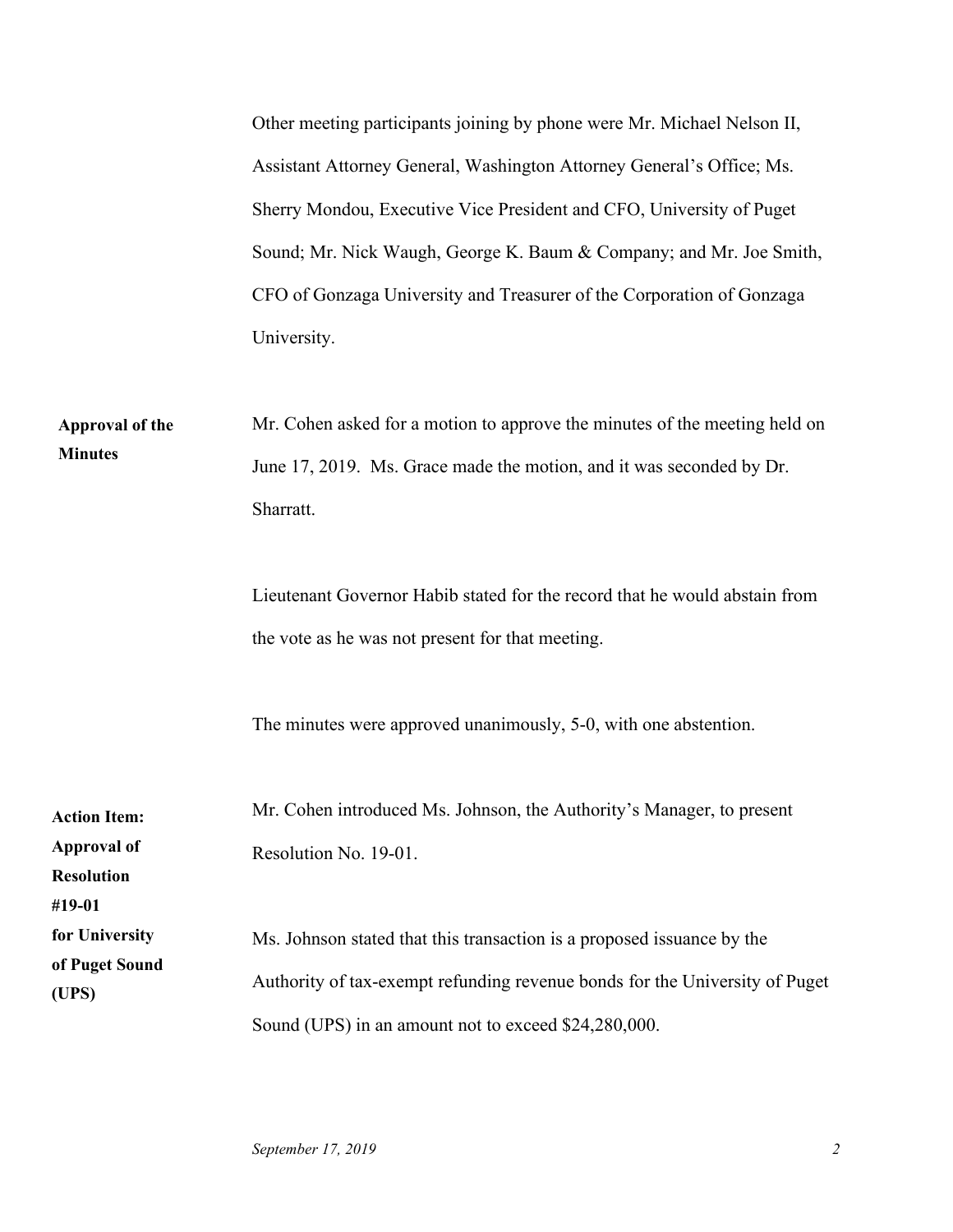Other meeting participants joining by phone were Mr. Michael Nelson II, Assistant Attorney General, Washington Attorney General's Office; Ms. Sherry Mondou, Executive Vice President and CFO, University of Puget Sound; Mr. Nick Waugh, George K. Baum & Company; and Mr. Joe Smith, CFO of Gonzaga University and Treasurer of the Corporation of Gonzaga University.

**Approval of the Minutes**

Mr. Cohen asked for a motion to approve the minutes of the meeting held on June 17, 2019. Ms. Grace made the motion, and it was seconded by Dr. Sharratt.

Lieutenant Governor Habib stated for the record that he would abstain from the vote as he was not present for that meeting.

The minutes were approved unanimously, 5-0, with one abstention.

**Action Item: Approval of Resolution #19-01 for University of Puget Sound (UPS)**

Mr. Cohen introduced Ms. Johnson, the Authority's Manager, to present Resolution No. 19-01.

Ms. Johnson stated that this transaction is a proposed issuance by the Authority of tax-exempt refunding revenue bonds for the University of Puget Sound (UPS) in an amount not to exceed $24,280,000.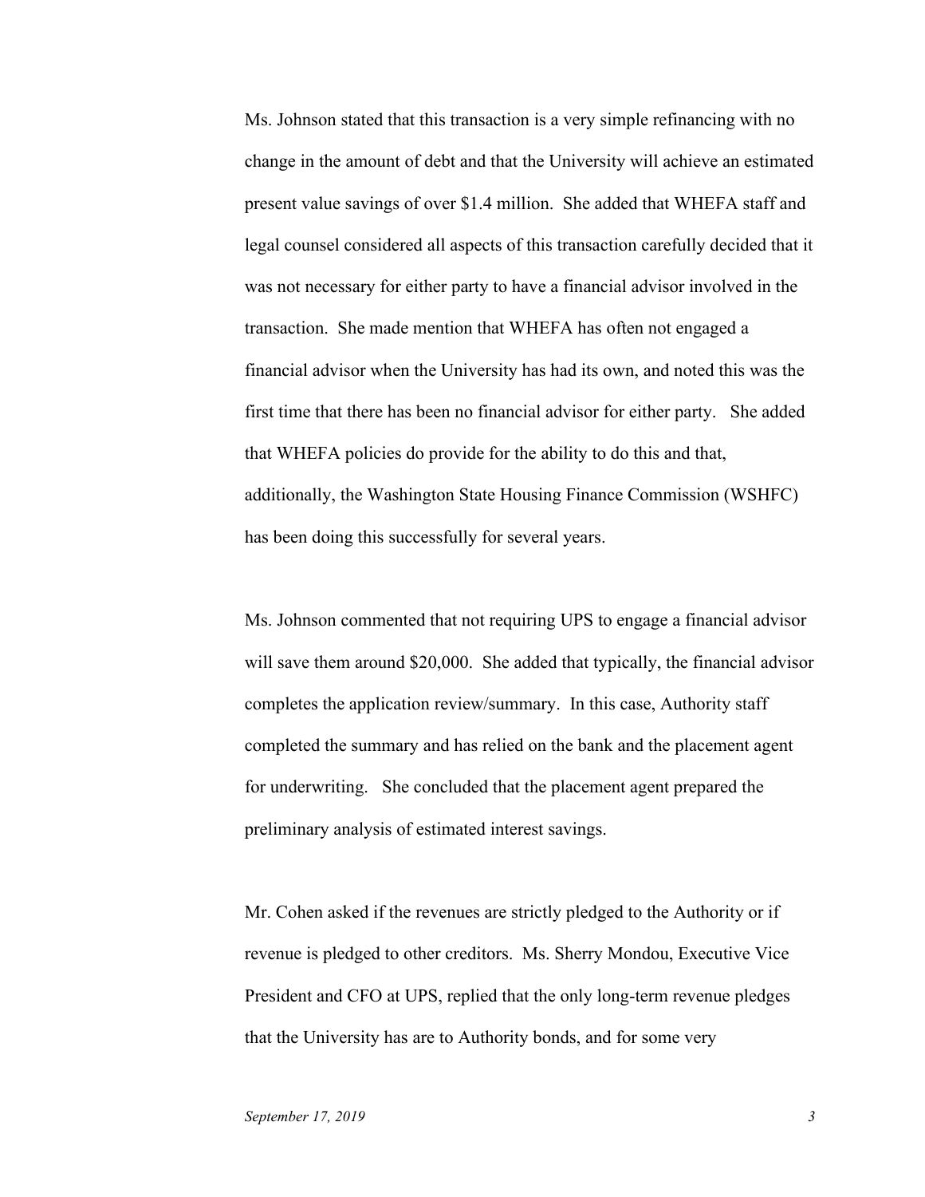Ms. Johnson stated that this transaction is a very simple refinancing with no change in the amount of debt and that the University will achieve an estimated present value savings of over $1.4 million. She added that WHEFA staff and legal counsel considered all aspects of this transaction carefully decided that it was not necessary for either party to have a financial advisor involved in the transaction. She made mention that WHEFA has often not engaged a financial advisor when the University has had its own, and noted this was the first time that there has been no financial advisor for either party. She added that WHEFA policies do provide for the ability to do this and that, additionally, the Washington State Housing Finance Commission (WSHFC) has been doing this successfully for several years.

Ms. Johnson commented that not requiring UPS to engage a financial advisor will save them around $20,000. She added that typically, the financial advisor completes the application review/summary. In this case, Authority staff completed the summary and has relied on the bank and the placement agent for underwriting. She concluded that the placement agent prepared the preliminary analysis of estimated interest savings.

Mr. Cohen asked if the revenues are strictly pledged to the Authority or if revenue is pledged to other creditors. Ms. Sherry Mondou, Executive Vice President and CFO at UPS, replied that the only long-term revenue pledges that the University has are to Authority bonds, and for some very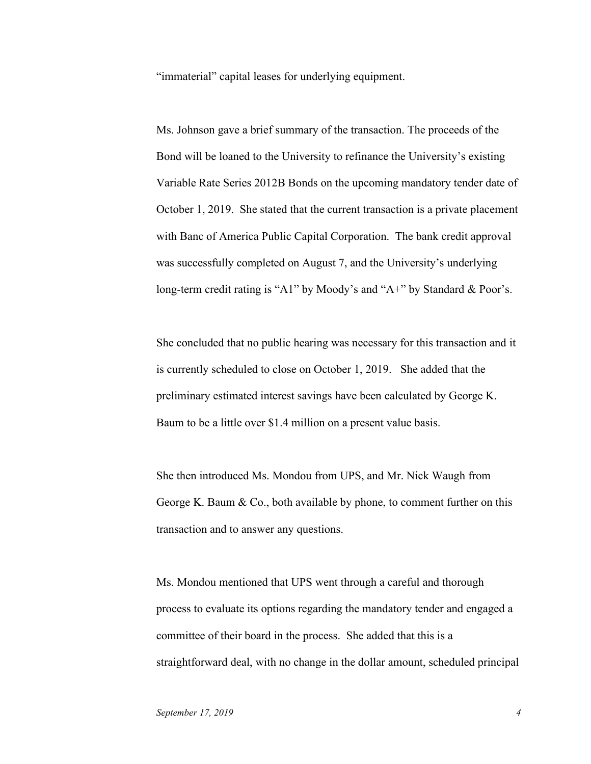"immaterial" capital leases for underlying equipment.

Ms. Johnson gave a brief summary of the transaction. The proceeds of the Bond will be loaned to the University to refinance the University's existing Variable Rate Series 2012B Bonds on the upcoming mandatory tender date of October 1, 2019. She stated that the current transaction is a private placement with Banc of America Public Capital Corporation. The bank credit approval was successfully completed on August 7, and the University's underlying long-term credit rating is "A1" by Moody's and "A+" by Standard & Poor's.

She concluded that no public hearing was necessary for this transaction and it is currently scheduled to close on October 1, 2019. She added that the preliminary estimated interest savings have been calculated by George K. Baum to be a little over $1.4 million on a present value basis.

She then introduced Ms. Mondou from UPS, and Mr. Nick Waugh from George K. Baum & Co., both available by phone, to comment further on this transaction and to answer any questions.

Ms. Mondou mentioned that UPS went through a careful and thorough process to evaluate its options regarding the mandatory tender and engaged a committee of their board in the process. She added that this is a straightforward deal, with no change in the dollar amount, scheduled principal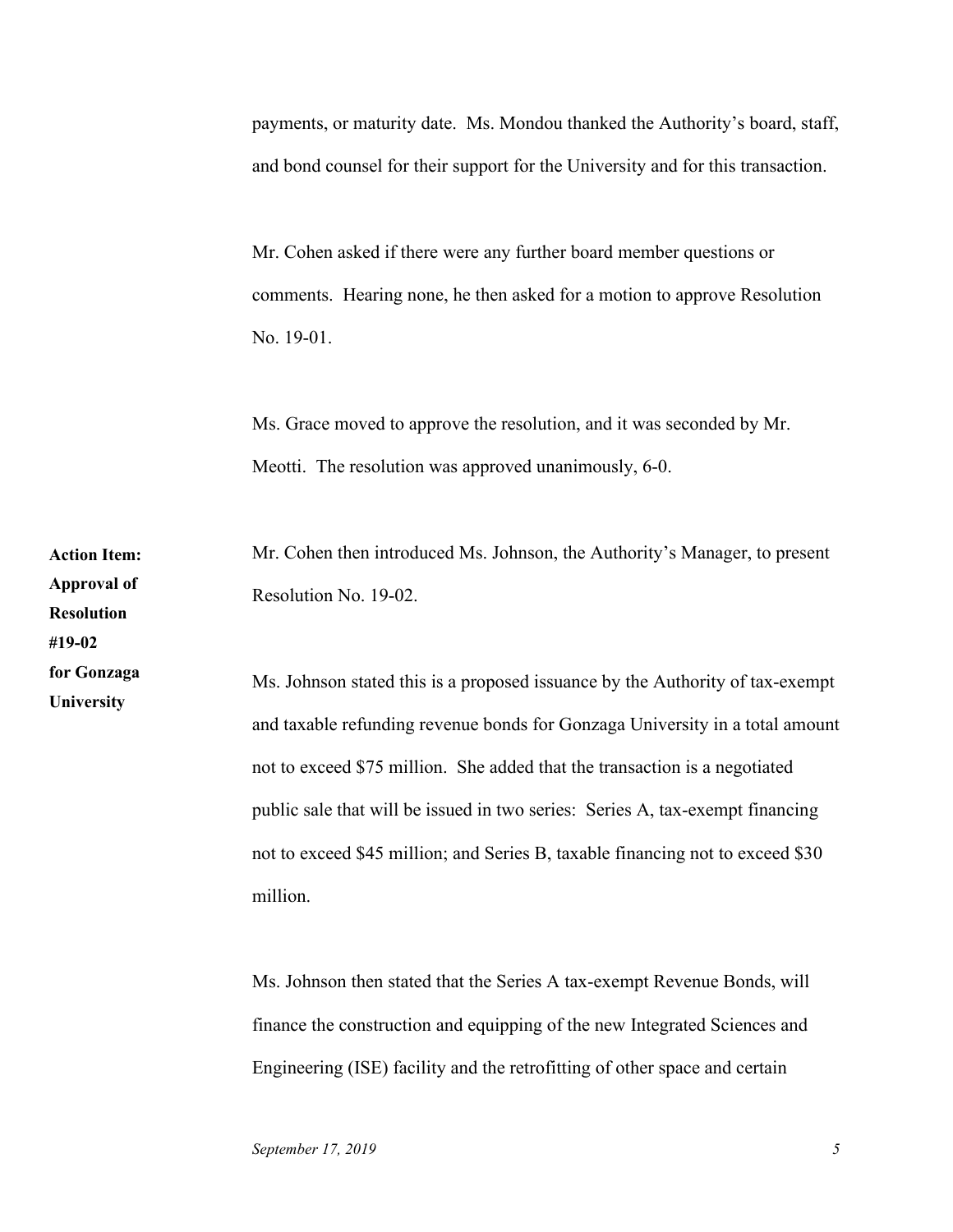payments, or maturity date. Ms. Mondou thanked the Authority's board, staff, and bond counsel for their support for the University and for this transaction.

Mr. Cohen asked if there were any further board member questions or comments. Hearing none, he then asked for a motion to approve Resolution No. 19-01.

Ms. Grace moved to approve the resolution, and it was seconded by Mr. Meotti. The resolution was approved unanimously, 6-0.

**Action Item: Approval of Resolution #19-02 for Gonzaga University**

Mr. Cohen then introduced Ms. Johnson, the Authority's Manager, to present Resolution No. 19-02.

Ms. Johnson stated this is a proposed issuance by the Authority of tax-exempt and taxable refunding revenue bonds for Gonzaga University in a total amount not to exceed $75 million. She added that the transaction is a negotiated public sale that will be issued in two series: Series A, tax-exempt financing not to exceed $45 million; and Series B, taxable financing not to exceed $30 million.

Ms. Johnson then stated that the Series A tax-exempt Revenue Bonds, will finance the construction and equipping of the new Integrated Sciences and Engineering (ISE) facility and the retrofitting of other space and certain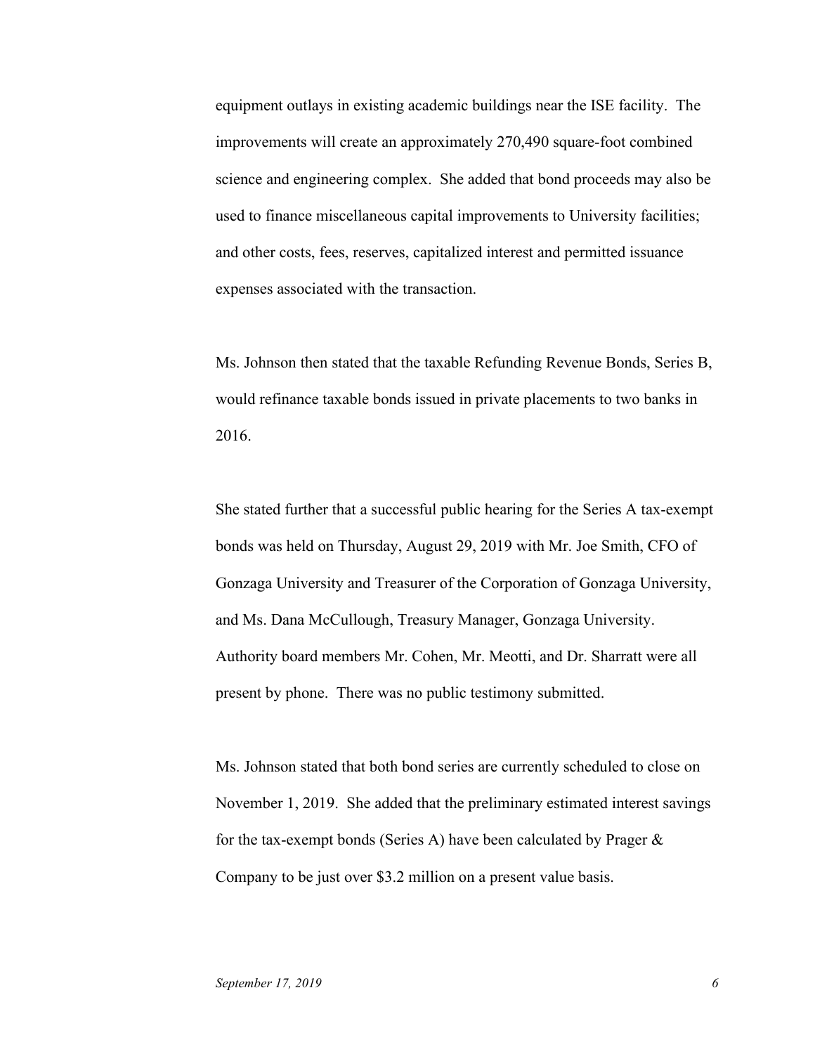equipment outlays in existing academic buildings near the ISE facility. The improvements will create an approximately 270,490 square-foot combined science and engineering complex. She added that bond proceeds may also be used to finance miscellaneous capital improvements to University facilities; and other costs, fees, reserves, capitalized interest and permitted issuance expenses associated with the transaction.

Ms. Johnson then stated that the taxable Refunding Revenue Bonds, Series B, would refinance taxable bonds issued in private placements to two banks in 2016.

She stated further that a successful public hearing for the Series A tax-exempt bonds was held on Thursday, August 29, 2019 with Mr. Joe Smith, CFO of Gonzaga University and Treasurer of the Corporation of Gonzaga University, and Ms. Dana McCullough, Treasury Manager, Gonzaga University. Authority board members Mr. Cohen, Mr. Meotti, and Dr. Sharratt were all present by phone. There was no public testimony submitted.

Ms. Johnson stated that both bond series are currently scheduled to close on November 1, 2019. She added that the preliminary estimated interest savings for the tax-exempt bonds (Series A) have been calculated by Prager & Company to be just over $3.2 million on a present value basis.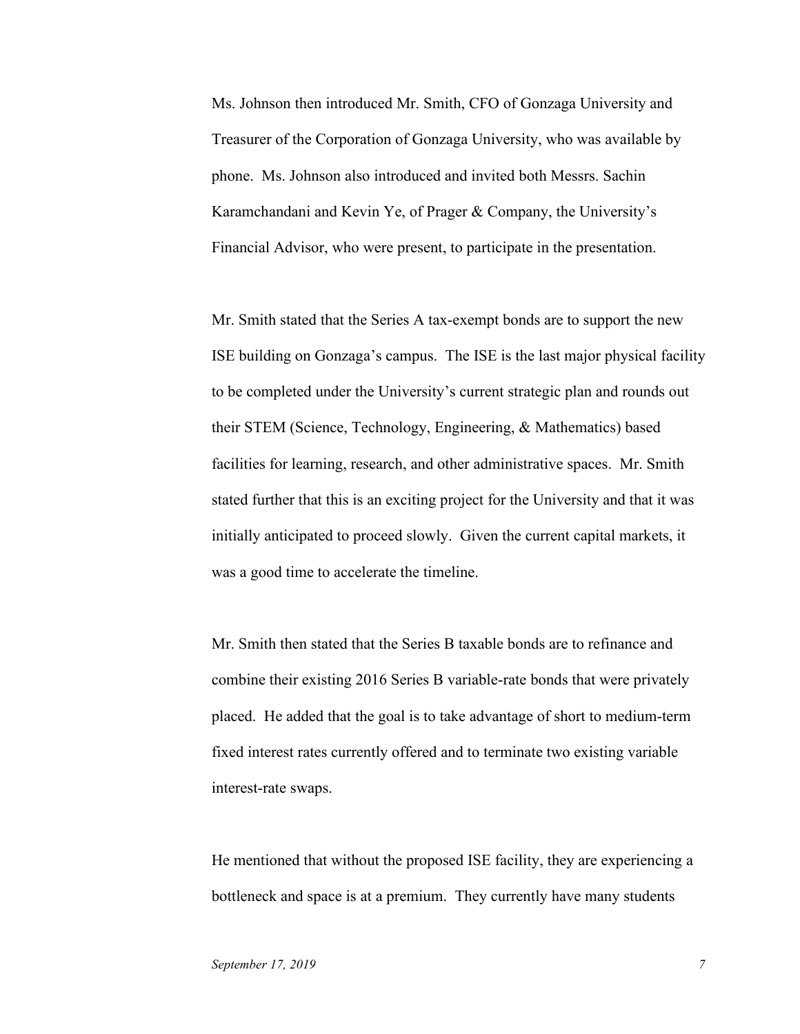Ms. Johnson then introduced Mr. Smith, CFO of Gonzaga University and Treasurer of the Corporation of Gonzaga University, who was available by phone. Ms. Johnson also introduced and invited both Messrs. Sachin Karamchandani and Kevin Ye, of Prager & Company, the University's Financial Advisor, who were present, to participate in the presentation.

Mr. Smith stated that the Series A tax-exempt bonds are to support the new ISE building on Gonzaga's campus. The ISE is the last major physical facility to be completed under the University's current strategic plan and rounds out their STEM (Science, Technology, Engineering, & Mathematics) based facilities for learning, research, and other administrative spaces. Mr. Smith stated further that this is an exciting project for the University and that it was initially anticipated to proceed slowly. Given the current capital markets, it was a good time to accelerate the timeline.

Mr. Smith then stated that the Series B taxable bonds are to refinance and combine their existing 2016 Series B variable-rate bonds that were privately placed. He added that the goal is to take advantage of short to medium-term fixed interest rates currently offered and to terminate two existing variable interest-rate swaps.

He mentioned that without the proposed ISE facility, they are experiencing a bottleneck and space is at a premium. They currently have many students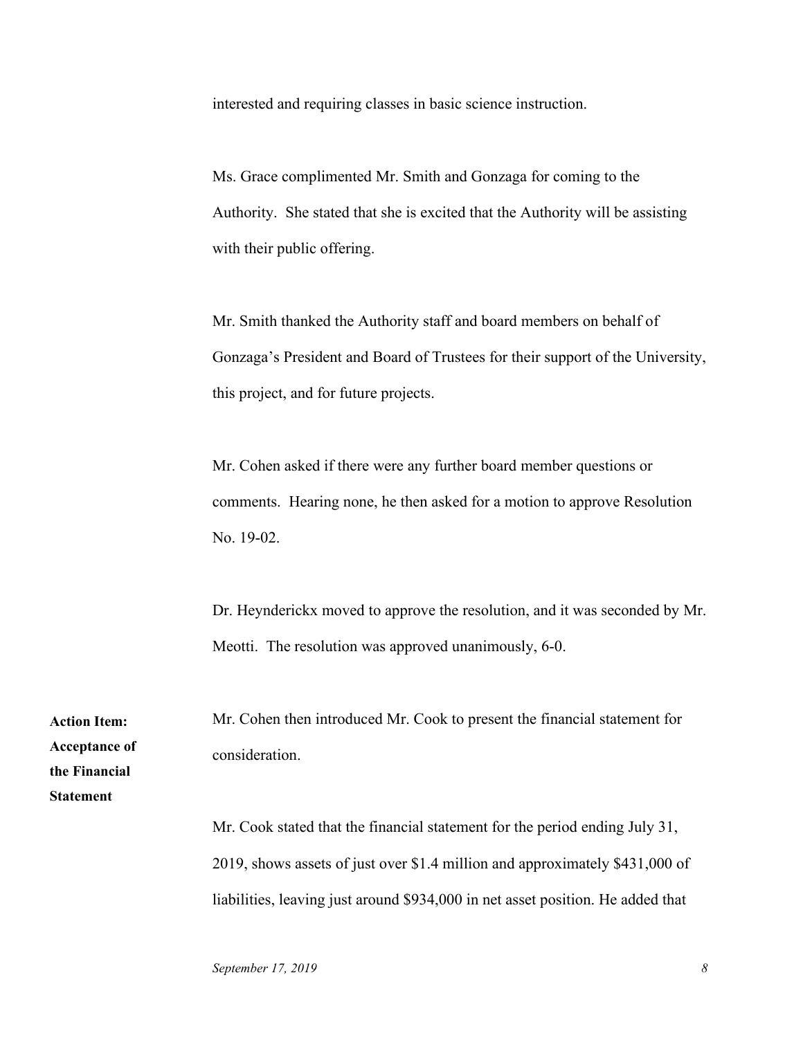interested and requiring classes in basic science instruction.

Ms. Grace complimented Mr. Smith and Gonzaga for coming to the Authority. She stated that she is excited that the Authority will be assisting with their public offering.

Mr. Smith thanked the Authority staff and board members on behalf of Gonzaga's President and Board of Trustees for their support of the University, this project, and for future projects.

Mr. Cohen asked if there were any further board member questions or comments. Hearing none, he then asked for a motion to approve Resolution No. 19-02.

Dr. Heyndericks moved to approve the resolution, and it was seconded by Mr. Meotti. The resolution was approved unanimously, 6-0.

**Action Item: Acceptance of the Financial Statement**

Mr. Cohen then introduced Mr. Cook to present the financial statement for consideration.

Mr. Cook stated that the financial statement for the period ending July 31, 2019, shows assets of just over $1.4 million and approximately $431,000 of liabilities, leaving just around $934,000 in net asset position. He added that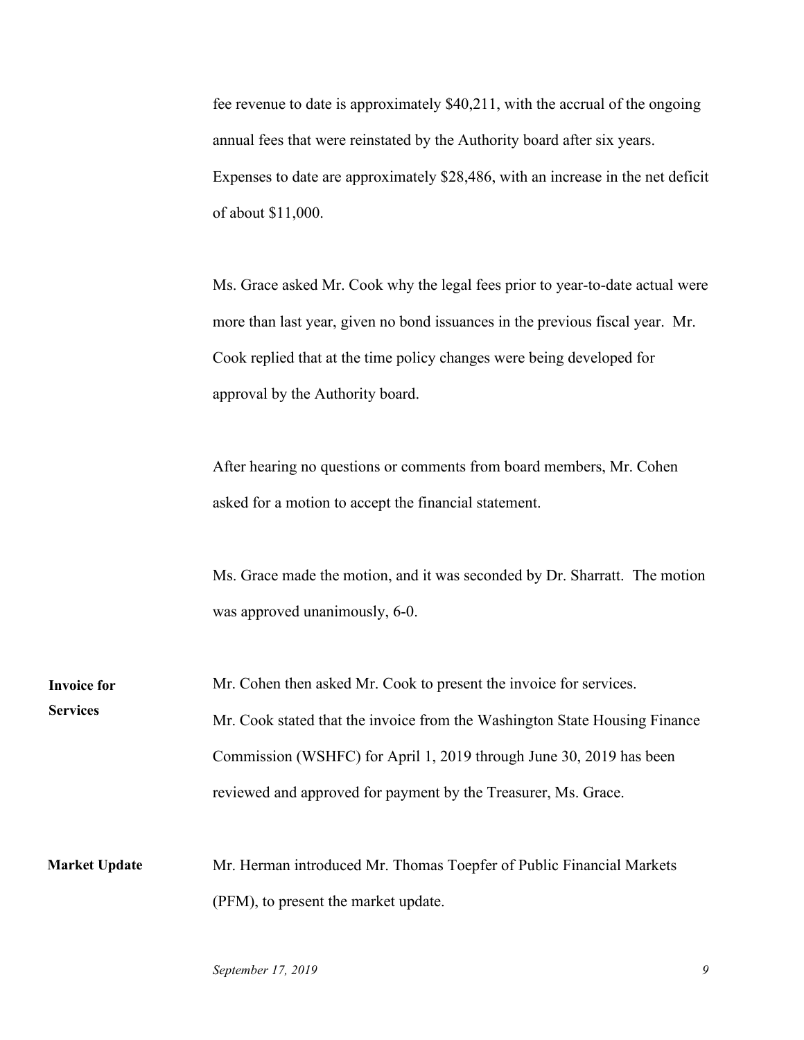fee revenue to date is approximately $40,211, with the accrual of the ongoing annual fees that were reinstated by the Authority board after six years. Expenses to date are approximately $28,486, with an increase in the net deficit of about $11,000.

Ms. Grace asked Mr. Cook why the legal fees prior to year-to-date actual were more than last year, given no bond issuances in the previous fiscal year. Mr. Cook replied that at the time policy changes were being developed for approval by the Authority board.

After hearing no questions or comments from board members, Mr. Cohen asked for a motion to accept the financial statement.

Ms. Grace made the motion, and it was seconded by Dr. Sharratt. The motion was approved unanimously, 6-0.

**Invoice for Services**

Mr. Cohen then asked Mr. Cook to present the invoice for services. Mr. Cook stated that the invoice from the Washington State Housing Finance Commission (WSHFC) for April 1, 2019 through June 30, 2019 has been reviewed and approved for payment by the Treasurer, Ms. Grace.

**Market Update**

Mr. Herman introduced Mr. Thomas Toepfer of Public Financial Markets (PFM), to present the market update.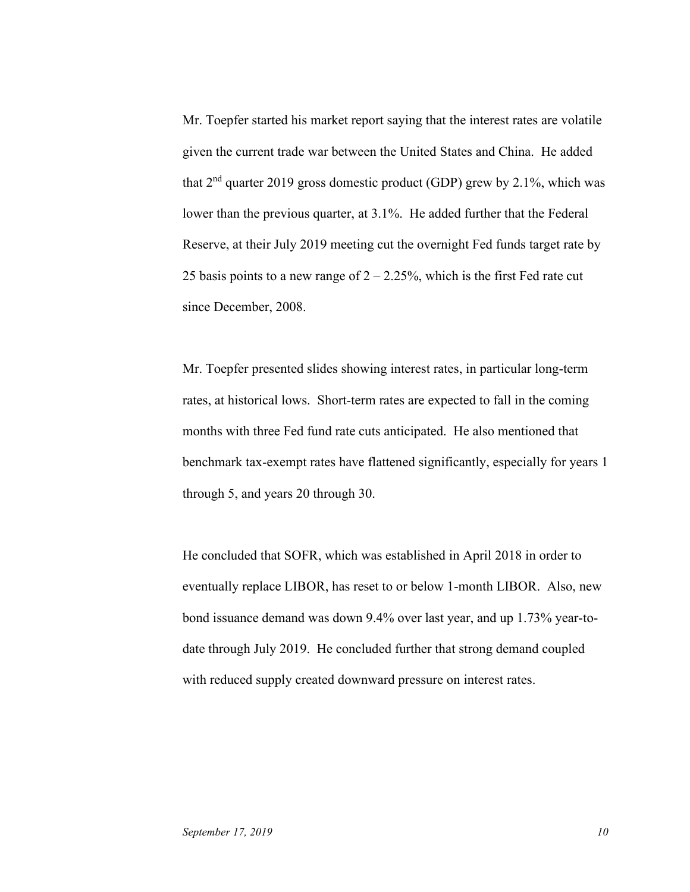Mr. Toepfer started his market report saying that the interest rates are volatile given the current trade war between the United States and China. He added that 2nd quarter 2019 gross domestic product (GDP) grew by 2.1%, which was lower than the previous quarter, at 3.1%. He added further that the Federal Reserve, at their July 2019 meeting cut the overnight Fed funds target rate by 25 basis points to a new range of 2 – 2.25%, which is the first Fed rate cut since December, 2008.

Mr. Toepfer presented slides showing interest rates, in particular long-term rates, at historical lows. Short-term rates are expected to fall in the coming months with three Fed fund rate cuts anticipated. He also mentioned that benchmark tax-exempt rates have flattened significantly, especially for years 1 through 5, and years 20 through 30.

He concluded that SOFR, which was established in April 2018 in order to eventually replace LIBOR, has reset to or below 1-month LIBOR. Also, new bond issuance demand was down 9.4% over last year, and up 1.73% year-to-date through July 2019. He concluded further that strong demand coupled with reduced supply created downward pressure on interest rates.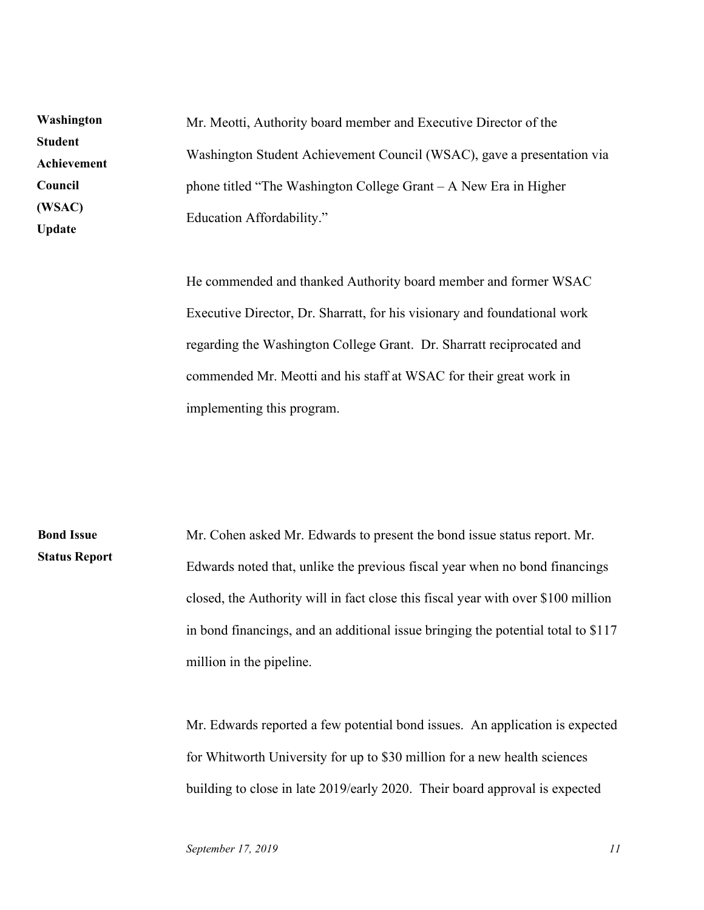**Washington Student Achievement Council (WSAC) Update**

Mr. Meotti, Authority board member and Executive Director of the Washington Student Achievement Council (WSAC), gave a presentation via phone titled "The Washington College Grant – A New Era in Higher Education Affordability."

He commended and thanked Authority board member and former WSAC Executive Director, Dr. Sharratt, for his visionary and foundational work regarding the Washington College Grant. Dr. Sharratt reciprocated and commended Mr. Meotti and his staff at WSAC for their great work in implementing this program.

**Bond Issue Status Report**

Mr. Cohen asked Mr. Edwards to present the bond issue status report. Mr. Edwards noted that, unlike the previous fiscal year when no bond financings closed, the Authority will in fact close this fiscal year with over $100 million in bond financings, and an additional issue bringing the potential total to $117 million in the pipeline.

Mr. Edwards reported a few potential bond issues. An application is expected for Whitworth University for up to $30 million for a new health sciences building to close in late 2019/early 2020. Their board approval is expected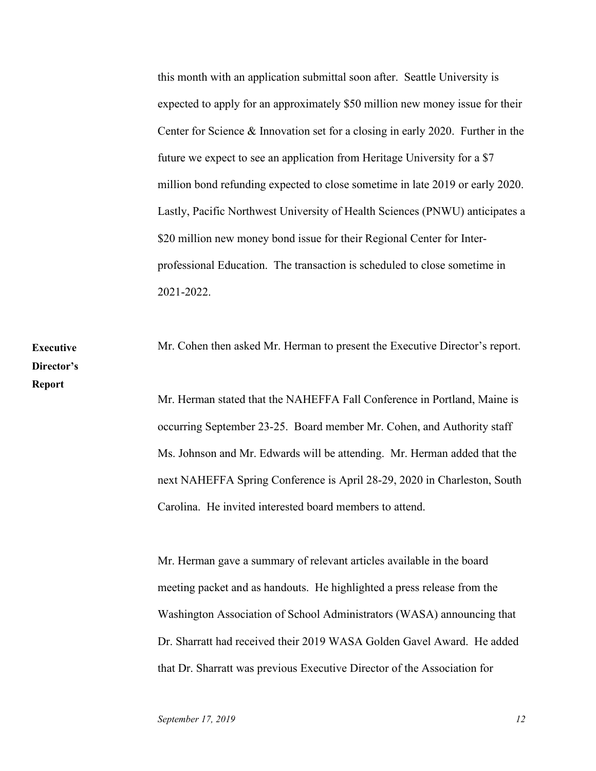this month with an application submittal soon after. Seattle University is expected to apply for an approximately $50 million new money issue for their Center for Science & Innovation set for a closing in early 2020. Further in the future we expect to see an application from Heritage University for a $7 million bond refunding expected to close sometime in late 2019 or early 2020. Lastly, Pacific Northwest University of Health Sciences (PNWU) anticipates a $20 million new money bond issue for their Regional Center for Inter-professional Education. The transaction is scheduled to close sometime in 2021-2022.

**Executive Director's Report**

Mr. Cohen then asked Mr. Herman to present the Executive Director's report.

Mr. Herman stated that the NAHEFFA Fall Conference in Portland, Maine is occurring September 23-25. Board member Mr. Cohen, and Authority staff Ms. Johnson and Mr. Edwards will be attending. Mr. Herman added that the next NAHEFFA Spring Conference is April 28-29, 2020 in Charleston, South Carolina. He invited interested board members to attend.

Mr. Herman gave a summary of relevant articles available in the board meeting packet and as handouts. He highlighted a press release from the Washington Association of School Administrators (WASA) announcing that Dr. Sharratt had received their 2019 WASA Golden Gavel Award. He added that Dr. Sharratt was previous Executive Director of the Association for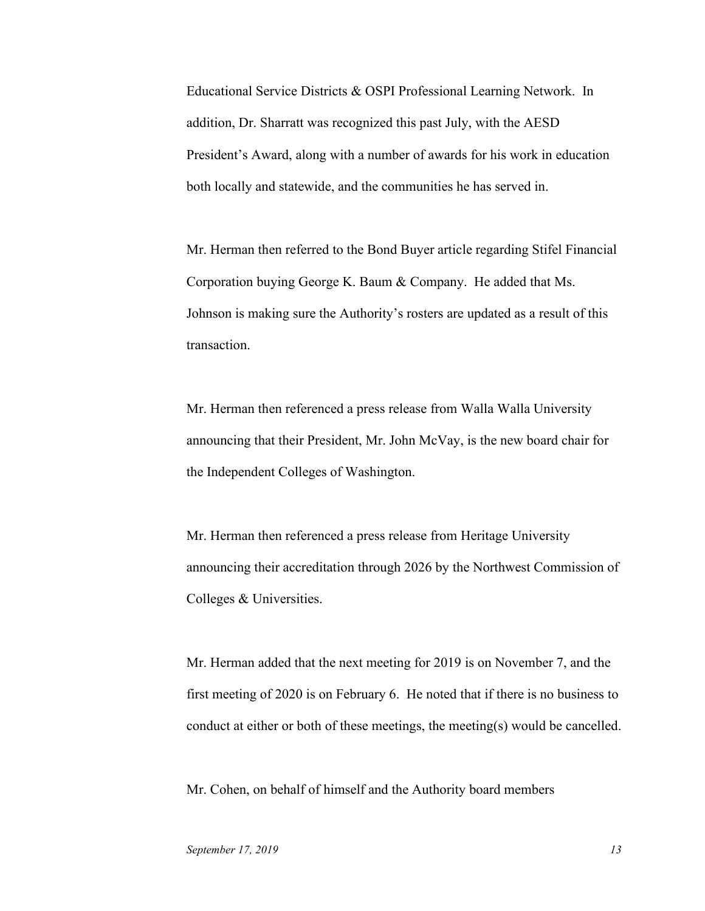Educational Service Districts & OSPI Professional Learning Network. In addition, Dr. Sharratt was recognized this past July, with the AESD President's Award, along with a number of awards for his work in education both locally and statewide, and the communities he has served in.

Mr. Herman then referred to the Bond Buyer article regarding Stifel Financial Corporation buying George K. Baum & Company. He added that Ms. Johnson is making sure the Authority's rosters are updated as a result of this transaction.

Mr. Herman then referenced a press release from Walla Walla University announcing that their President, Mr. John McVay, is the new board chair for the Independent Colleges of Washington.

Mr. Herman then referenced a press release from Heritage University announcing their accreditation through 2026 by the Northwest Commission of Colleges & Universities.

Mr. Herman added that the next meeting for 2019 is on November 7, and the first meeting of 2020 is on February 6. He noted that if there is no business to conduct at either or both of these meetings, the meeting(s) would be cancelled.

Mr. Cohen, on behalf of himself and the Authority board members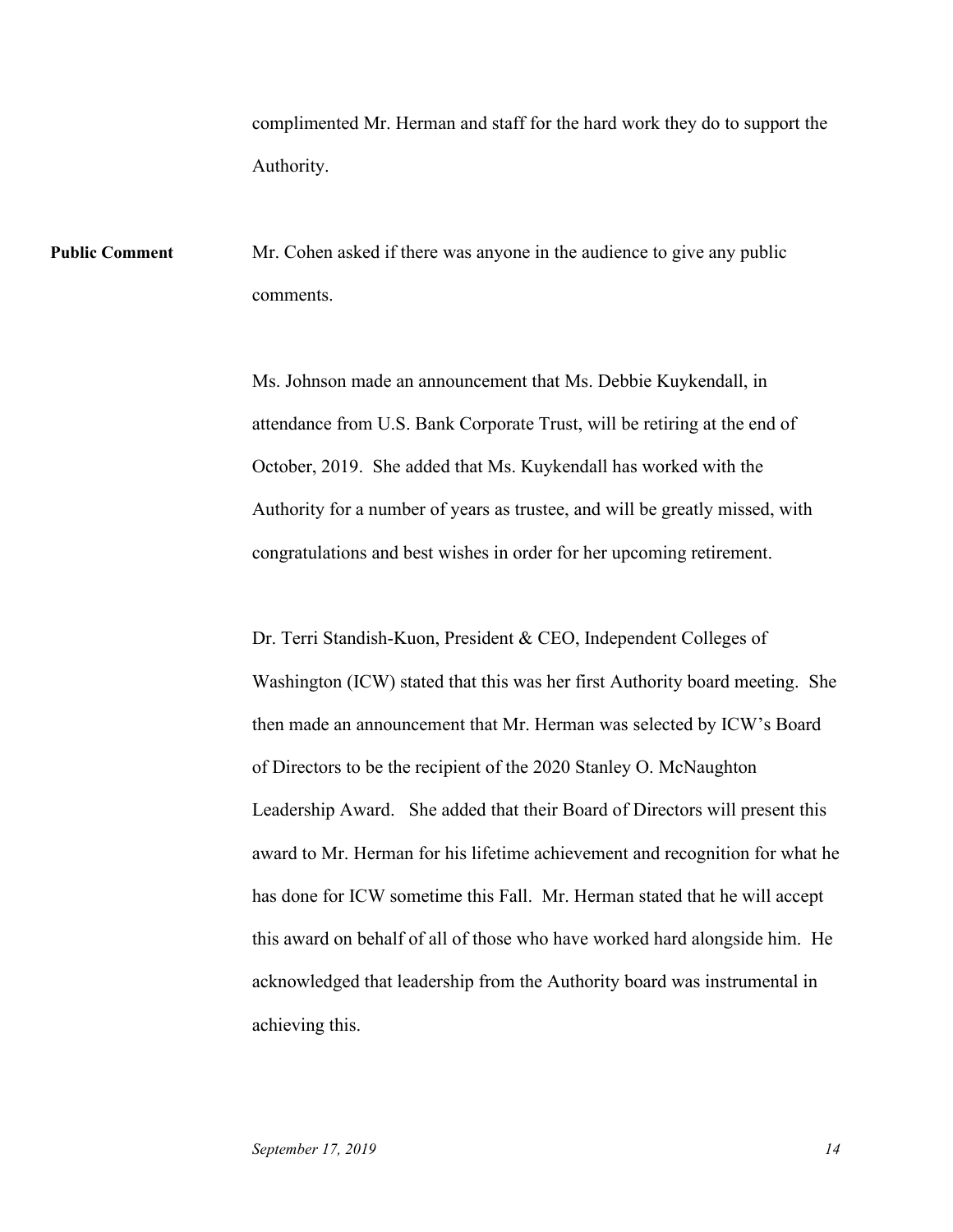complimented Mr. Herman and staff for the hard work they do to support the Authority.

**Public Comment**

Mr. Cohen asked if there was anyone in the audience to give any public comments.

Ms. Johnson made an announcement that Ms. Debbie Kuykendall, in attendance from U.S. Bank Corporate Trust, will be retiring at the end of October, 2019. She added that Ms. Kuykendall has worked with the Authority for a number of years as trustee, and will be greatly missed, with congratulations and best wishes in order for her upcoming retirement.

Dr. Terri Standish-Kuon, President & CEO, Independent Colleges of Washington (ICW) stated that this was her first Authority board meeting. She then made an announcement that Mr. Herman was selected by ICW's Board of Directors to be the recipient of the 2020 Stanley O. McNaughton Leadership Award. She added that their Board of Directors will present this award to Mr. Herman for his lifetime achievement and recognition for what he has done for ICW sometime this Fall. Mr. Herman stated that he will accept this award on behalf of all of those who have worked hard alongside him. He acknowledged that leadership from the Authority board was instrumental in achieving this.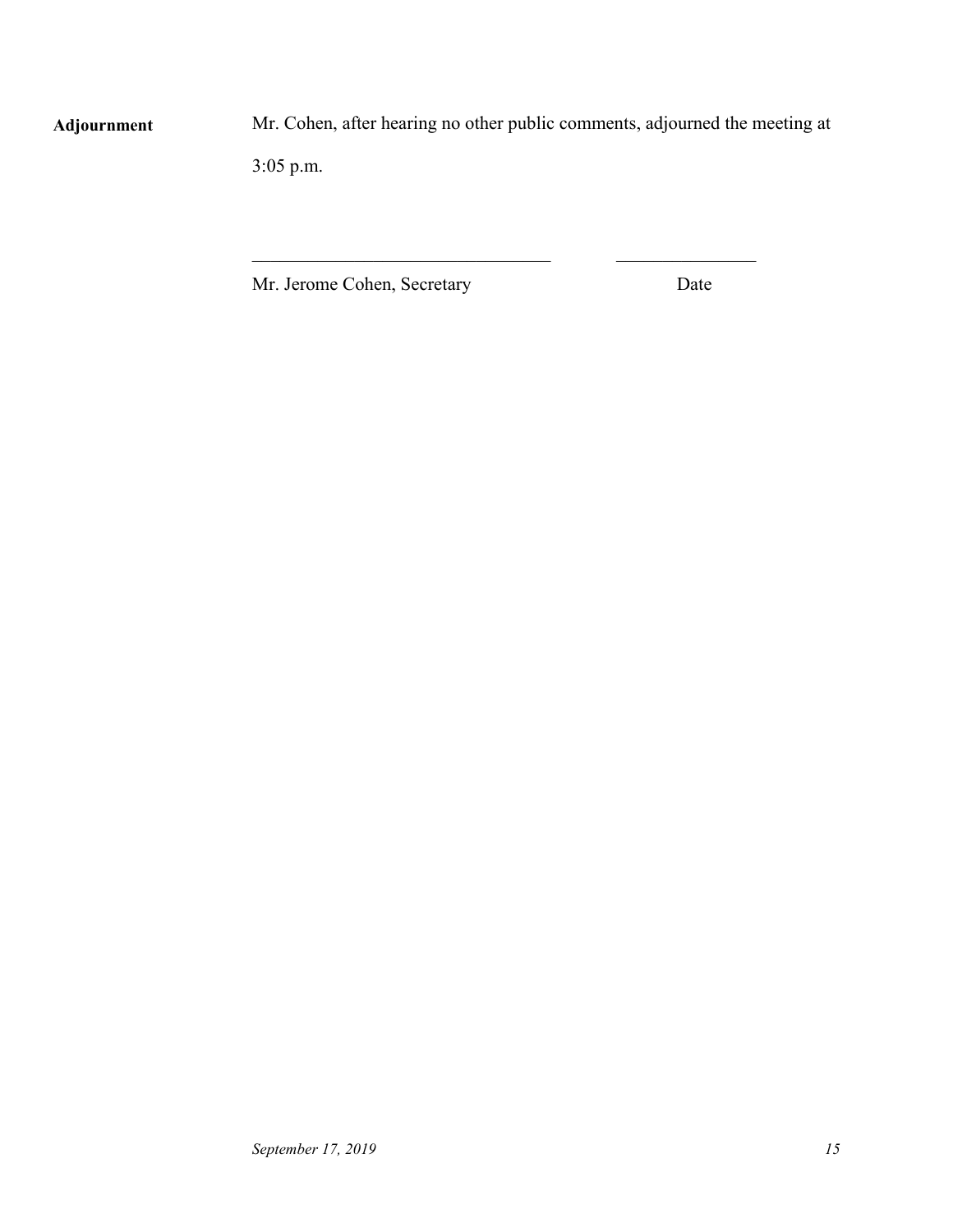**Adjournment**

Mr. Cohen, after hearing no other public comments, adjourned the meeting at 3:05 p.m.

_________________________________ _______________

Mr. Jerome Cohen, Secretary Date